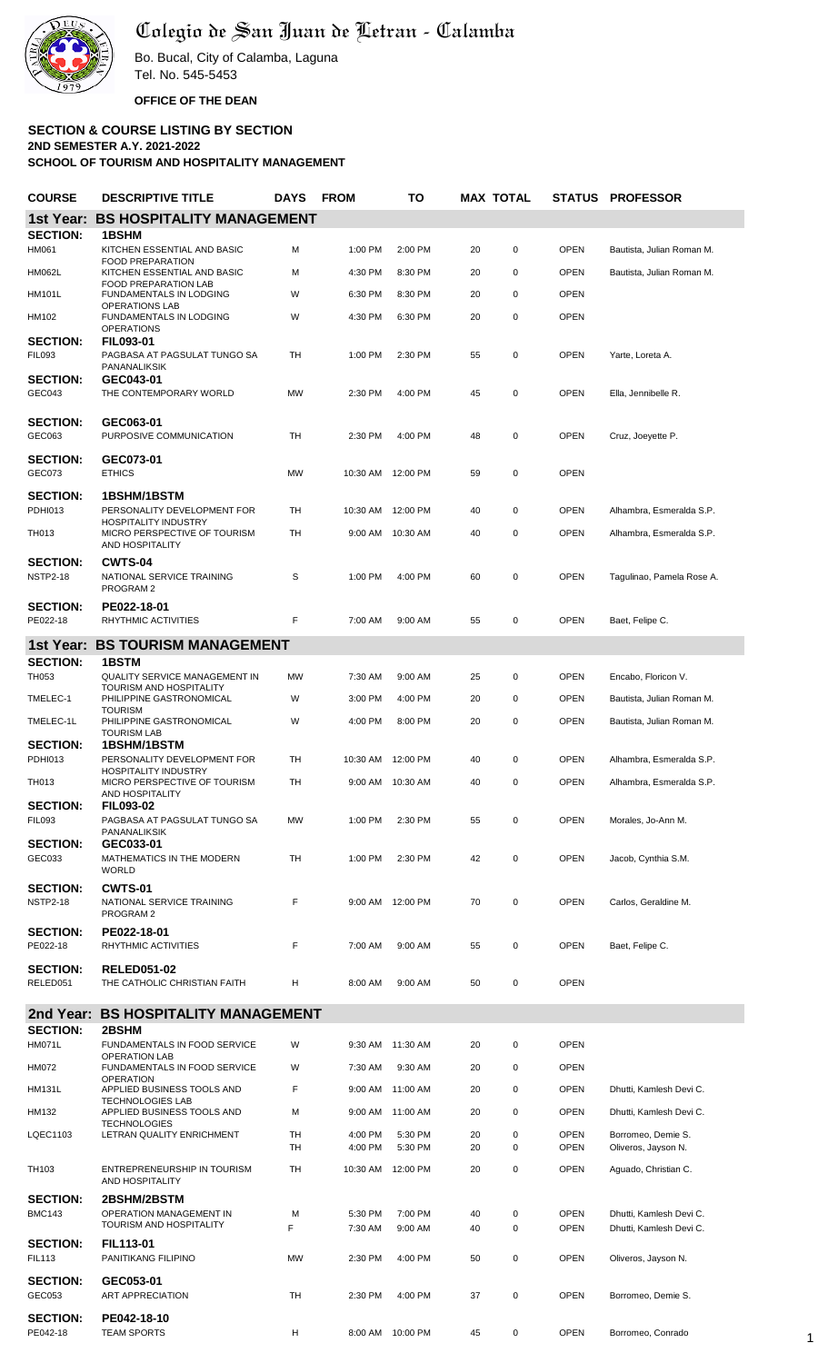# Colegio de San Juan de Letran - Calamba

Bo. Bucal, City of Calamba, Laguna
Tel. No. 545-5453

**OFFICE OF THE DEAN**

**SECTION & COURSE LISTING BY SECTION**
**2ND SEMESTER A.Y. 2021-2022**
**SCHOOL OF TOURISM AND HOSPITALITY MANAGEMENT**

| COURSE | DESCRIPTIVE TITLE | DAYS | FROM | TO | MAX | TOTAL | STATUS | PROFESSOR |
|---|---|---|---|---|---|---|---|---|
| **1st Year: BS HOSPITALITY MANAGEMENT** | | | | | | | | |
| **SECTION:** | **1BSHM** | | | | | | | |
| HM061 | KITCHEN ESSENTIAL AND BASIC FOOD PREPARATION | M | 1:00 PM | 2:00 PM | 20 | 0 | OPEN | Bautista, Julian Roman M. |
| HM062L | KITCHEN ESSENTIAL AND BASIC FOOD PREPARATION LAB | M | 4:30 PM | 8:30 PM | 20 | 0 | OPEN | Bautista, Julian Roman M. |
| HM101L | FUNDAMENTALS IN LODGING OPERATIONS LAB | W | 6:30 PM | 8:30 PM | 20 | 0 | OPEN | |
| HM102 | FUNDAMENTALS IN LODGING OPERATIONS | W | 4:30 PM | 6:30 PM | 20 | 0 | OPEN | |
| **SECTION:** | **FIL093-01** | | | | | | | |
| FIL093 | PAGBASA AT PAGSULAT TUNGO SA PANANALIKSIK | TH | 1:00 PM | 2:30 PM | 55 | 0 | OPEN | Yarte, Loreta A. |
| **SECTION:** | **GEC043-01** | | | | | | | |
| GEC043 | THE CONTEMPORARY WORLD | MW | 2:30 PM | 4:00 PM | 45 | 0 | OPEN | Ella, Jennibelle R. |
| **SECTION:** | **GEC063-01** | | | | | | | |
| GEC063 | PURPOSIVE COMMUNICATION | TH | 2:30 PM | 4:00 PM | 48 | 0 | OPEN | Cruz, Joeyette P. |
| **SECTION:** | **GEC073-01** | | | | | | | |
| GEC073 | ETHICS | MW | 10:30 AM | 12:00 PM | 59 | 0 | OPEN | |
| **SECTION:** | **1BSHM/1BSTM** | | | | | | | |
| PDHI013 | PERSONALITY DEVELOPMENT FOR HOSPITALITY INDUSTRY | TH | 10:30 AM | 12:00 PM | 40 | 0 | OPEN | Alhambra, Esmeralda S.P. |
| TH013 | MICRO PERSPECTIVE OF TOURISM AND HOSPITALITY | TH | 9:00 AM | 10:30 AM | 40 | 0 | OPEN | Alhambra, Esmeralda S.P. |
| **SECTION:** | **CWTS-04** | | | | | | | |
| NSTP2-18 | NATIONAL SERVICE TRAINING PROGRAM 2 | S | 1:00 PM | 4:00 PM | 60 | 0 | OPEN | Tagulinao, Pamela Rose A. |
| **SECTION:** | **PE022-18-01** | | | | | | | |
| PE022-18 | RHYTHMIC ACTIVITIES | F | 7:00 AM | 9:00 AM | 55 | 0 | OPEN | Baet, Felipe C. |
| **1st Year: BS TOURISM MANAGEMENT** | | | | | | | | |
| **SECTION:** | **1BSTM** | | | | | | | |
| TH053 | QUALITY SERVICE MANAGEMENT IN TOURISM AND HOSPITALITY | MW | 7:30 AM | 9:00 AM | 25 | 0 | OPEN | Encabo, Floricon V. |
| TMELEC-1 | PHILIPPINE GASTRONOMICAL TOURISM | W | 3:00 PM | 4:00 PM | 20 | 0 | OPEN | Bautista, Julian Roman M. |
| TMELEC-1L | PHILIPPINE GASTRONOMICAL TOURISM LAB | W | 4:00 PM | 8:00 PM | 20 | 0 | OPEN | Bautista, Julian Roman M. |
| **SECTION:** | **1BSHM/1BSTM** | | | | | | | |
| PDHI013 | PERSONALITY DEVELOPMENT FOR HOSPITALITY INDUSTRY | TH | 10:30 AM | 12:00 PM | 40 | 0 | OPEN | Alhambra, Esmeralda S.P. |
| TH013 | MICRO PERSPECTIVE OF TOURISM AND HOSPITALITY | TH | 9:00 AM | 10:30 AM | 40 | 0 | OPEN | Alhambra, Esmeralda S.P. |
| **SECTION:** | **FIL093-02** | | | | | | | |
| FIL093 | PAGBASA AT PAGSULAT TUNGO SA PANANALIKSIK | MW | 1:00 PM | 2:30 PM | 55 | 0 | OPEN | Morales, Jo-Ann M. |
| **SECTION:** | **GEC033-01** | | | | | | | |
| GEC033 | MATHEMATICS IN THE MODERN WORLD | TH | 1:00 PM | 2:30 PM | 42 | 0 | OPEN | Jacob, Cynthia S.M. |
| **SECTION:** | **CWTS-01** | | | | | | | |
| NSTP2-18 | NATIONAL SERVICE TRAINING PROGRAM 2 | F | 9:00 AM | 12:00 PM | 70 | 0 | OPEN | Carlos, Geraldine M. |
| **SECTION:** | **PE022-18-01** | | | | | | | |
| PE022-18 | RHYTHMIC ACTIVITIES | F | 7:00 AM | 9:00 AM | 55 | 0 | OPEN | Baet, Felipe C. |
| **SECTION:** | **RELED051-02** | | | | | | | |
| RELED051 | THE CATHOLIC CHRISTIAN FAITH | H | 8:00 AM | 9:00 AM | 50 | 0 | OPEN | |
| **2nd Year: BS HOSPITALITY MANAGEMENT** | | | | | | | | |
| **SECTION:** | **2BSHM** | | | | | | | |
| HM071L | FUNDAMENTALS IN FOOD SERVICE OPERATION LAB | W | 9:30 AM | 11:30 AM | 20 | 0 | OPEN | |
| HM072 | FUNDAMENTALS IN FOOD SERVICE OPERATION | W | 7:30 AM | 9:30 AM | 20 | 0 | OPEN | |
| HM131L | APPLIED BUSINESS TOOLS AND TECHNOLOGIES LAB | F | 9:00 AM | 11:00 AM | 20 | 0 | OPEN | Dhutti, Kamlesh Devi C. |
| HM132 | APPLIED BUSINESS TOOLS AND TECHNOLOGIES | M | 9:00 AM | 11:00 AM | 20 | 0 | OPEN | Dhutti, Kamlesh Devi C. |
| LQEC1103 | LETRAN QUALITY ENRICHMENT | TH | 4:00 PM | 5:30 PM | 20 | 0 | OPEN | Borromeo, Demie S. |
| | | TH | 4:00 PM | 5:30 PM | 20 | 0 | OPEN | Oliveros, Jayson N. |
| TH103 | ENTREPRENEURSHIP IN TOURISM AND HOSPITALITY | TH | 10:30 AM | 12:00 PM | 20 | 0 | OPEN | Aguado, Christian C. |
| **SECTION:** | **2BSHM/2BSTM** | | | | | | | |
| BMC143 | OPERATION MANAGEMENT IN TOURISM AND HOSPITALITY | M | 5:30 PM | 7:00 PM | 40 | 0 | OPEN | Dhutti, Kamlesh Devi C. |
| | | F | 7:30 AM | 9:00 AM | 40 | 0 | OPEN | Dhutti, Kamlesh Devi C. |
| **SECTION:** | **FIL113-01** | | | | | | | |
| FIL113 | PANITIKANG FILIPINO | MW | 2:30 PM | 4:00 PM | 50 | 0 | OPEN | Oliveros, Jayson N. |
| **SECTION:** | **GEC053-01** | | | | | | | |
| GEC053 | ART APPRECIATION | TH | 2:30 PM | 4:00 PM | 37 | 0 | OPEN | Borromeo, Demie S. |
| **SECTION:** | **PE042-18-10** | | | | | | | |
| PE042-18 | TEAM SPORTS | H | 8:00 AM | 10:00 PM | 45 | 0 | OPEN | Borromeo, Conrado |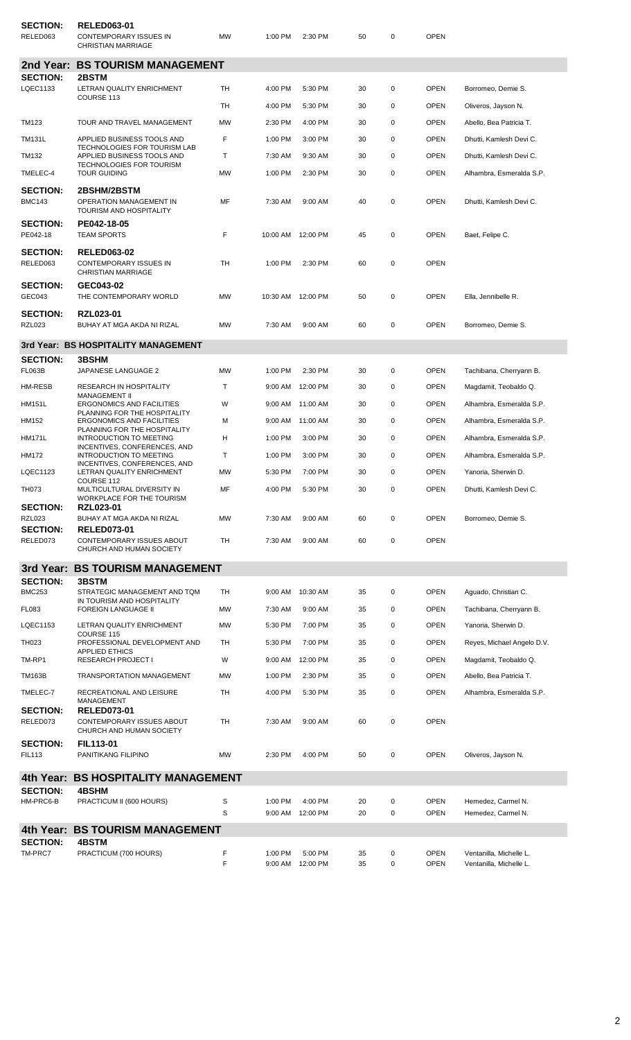| | | | | | | | | |
|---|---|---|---|---|---|---|---|---|
| **SECTION:** | **RELED063-01** | | | | | | | |
| RELED063 | CONTEMPORARY ISSUES IN CHRISTIAN MARRIAGE | MW | 1:00 PM | 2:30 PM | 50 | 0 | OPEN | |

## 2nd Year: BS TOURISM MANAGEMENT

| | | | | | | | | |
|---|---|---|---|---|---|---|---|---|
| **SECTION:** | **2BSTM** | | | | | | | |
| LQEC1133 | LETRAN QUALITY ENRICHMENT COURSE 113 | TH | 4:00 PM | 5:30 PM | 30 | 0 | OPEN | Borromeo, Demie S. |
| | | TH | 4:00 PM | 5:30 PM | 30 | 0 | OPEN | Oliveros, Jayson N. |
| TM123 | TOUR AND TRAVEL MANAGEMENT | MW | 2:30 PM | 4:00 PM | 30 | 0 | OPEN | Abello, Bea Patricia T. |
| TM131L | APPLIED BUSINESS TOOLS AND TECHNOLOGIES FOR TOURISM LAB | F | 1:00 PM | 3:00 PM | 30 | 0 | OPEN | Dhutti, Kamlesh Devi C. |
| TM132 | APPLIED BUSINESS TOOLS AND TECHNOLOGIES FOR TOURISM | T | 7:30 AM | 9:30 AM | 30 | 0 | OPEN | Dhutti, Kamlesh Devi C. |
| TMELEC-4 | TOUR GUIDING | MW | 1:00 PM | 2:30 PM | 30 | 0 | OPEN | Alhambra, Esmeralda S.P. |
| **SECTION:** | **2BSHM/2BSTM** | | | | | | | |
| BMC143 | OPERATION MANAGEMENT IN TOURISM AND HOSPITALITY | MF | 7:30 AM | 9:00 AM | 40 | 0 | OPEN | Dhutti, Kamlesh Devi C. |
| **SECTION:** | **PE042-18-05** | | | | | | | |
| PE042-18 | TEAM SPORTS | F | 10:00 AM | 12:00 PM | 45 | 0 | OPEN | Baet, Felipe C. |
| **SECTION:** | **RELED063-02** | | | | | | | |
| RELED063 | CONTEMPORARY ISSUES IN CHRISTIAN MARRIAGE | TH | 1:00 PM | 2:30 PM | 60 | 0 | OPEN | |
| **SECTION:** | **GEC043-02** | | | | | | | |
| GEC043 | THE CONTEMPORARY WORLD | MW | 10:30 AM | 12:00 PM | 50 | 0 | OPEN | Ella, Jennibelle R. |
| **SECTION:** | **RZL023-01** | | | | | | | |
| RZL023 | BUHAY AT MGA AKDA NI RIZAL | MW | 7:30 AM | 9:00 AM | 60 | 0 | OPEN | Borromeo, Demie S. |

## 3rd Year: BS HOSPITALITY MANAGEMENT

| | | | | | | | | |
|---|---|---|---|---|---|---|---|---|
| **SECTION:** | **3BSHM** | | | | | | | |
| FL063B | JAPANESE LANGUAGE 2 | MW | 1:00 PM | 2:30 PM | 30 | 0 | OPEN | Tachibana, Cherryann B. |
| HM-RESB | RESEARCH IN HOSPITALITY MANAGEMENT II | T | 9:00 AM | 12:00 PM | 30 | 0 | OPEN | Magdamit, Teobaldo Q. |
| HM151L | ERGONOMICS AND FACILITIES PLANNING FOR THE HOSPITALITY | W | 9:00 AM | 11:00 AM | 30 | 0 | OPEN | Alhambra, Esmeralda S.P. |
| HM152 | ERGONOMICS AND FACILITIES PLANNING FOR THE HOSPITALITY | M | 9:00 AM | 11:00 AM | 30 | 0 | OPEN | Alhambra, Esmeralda S.P. |
| HM171L | INTRODUCTION TO MEETING INCENTIVES, CONFERENCES, AND | H | 1:00 PM | 3:00 PM | 30 | 0 | OPEN | Alhambra, Esmeralda S.P. |
| HM172 | INTRODUCTION TO MEETING INCENTIVES, CONFERENCES, AND | T | 1:00 PM | 3:00 PM | 30 | 0 | OPEN | Alhambra, Esmeralda S.P. |
| LQEC1123 | LETRAN QUALITY ENRICHMENT COURSE 112 | MW | 5:30 PM | 7:00 PM | 30 | 0 | OPEN | Yanoria, Sherwin D. |
| TH073 | MULTICULTURAL DIVERSITY IN WORKPLACE FOR THE TOURISM | MF | 4:00 PM | 5:30 PM | 30 | 0 | OPEN | Dhutti, Kamlesh Devi C. |
| **SECTION:** | **RZL023-01** | | | | | | | |
| RZL023 | BUHAY AT MGA AKDA NI RIZAL | MW | 7:30 AM | 9:00 AM | 60 | 0 | OPEN | Borromeo, Demie S. |
| **SECTION:** | **RELED073-01** | | | | | | | |
| RELED073 | CONTEMPORARY ISSUES ABOUT CHURCH AND HUMAN SOCIETY | TH | 7:30 AM | 9:00 AM | 60 | 0 | OPEN | |

## 3rd Year: BS TOURISM MANAGEMENT

| | | | | | | | | |
|---|---|---|---|---|---|---|---|---|
| **SECTION:** | **3BSTM** | | | | | | | |
| BMC253 | STRATEGIC MANAGEMENT AND TQM IN TOURISM AND HOSPITALITY | TH | 9:00 AM | 10:30 AM | 35 | 0 | OPEN | Aguado, Christian C. |
| FL083 | FOREIGN LANGUAGE II | MW | 7:30 AM | 9:00 AM | 35 | 0 | OPEN | Tachibana, Cherryann B. |
| LQEC1153 | LETRAN QUALITY ENRICHMENT COURSE 115 | MW | 5:30 PM | 7:00 PM | 35 | 0 | OPEN | Yanoria, Sherwin D. |
| TH023 | PROFESSIONAL DEVELOPMENT AND APPLIED ETHICS | TH | 5:30 PM | 7:00 PM | 35 | 0 | OPEN | Reyes, Michael Angelo D.V. |
| TM-RP1 | RESEARCH PROJECT I | W | 9:00 AM | 12:00 PM | 35 | 0 | OPEN | Magdamit, Teobaldo Q. |
| TM163B | TRANSPORTATION MANAGEMENT | MW | 1:00 PM | 2:30 PM | 35 | 0 | OPEN | Abello, Bea Patricia T. |
| TMELEC-7 | RECREATIONAL AND LEISURE MANAGEMENT | TH | 4:00 PM | 5:30 PM | 35 | 0 | OPEN | Alhambra, Esmeralda S.P. |
| **SECTION:** | **RELED073-01** | | | | | | | |
| RELED073 | CONTEMPORARY ISSUES ABOUT CHURCH AND HUMAN SOCIETY | TH | 7:30 AM | 9:00 AM | 60 | 0 | OPEN | |
| **SECTION:** | **FIL113-01** | | | | | | | |
| FIL113 | PANITIKANG FILIPINO | MW | 2:30 PM | 4:00 PM | 50 | 0 | OPEN | Oliveros, Jayson N. |

## 4th Year: BS HOSPITALITY MANAGEMENT

| | | | | | | | | |
|---|---|---|---|---|---|---|---|---|
| **SECTION:** | **4BSHM** | | | | | | | |
| HM-PRC6-B | PRACTICUM II (600 HOURS) | S | 1:00 PM | 4:00 PM | 20 | 0 | OPEN | Hemedez, Carmel N. |
| | | S | 9:00 AM | 12:00 PM | 20 | 0 | OPEN | Hemedez, Carmel N. |

## 4th Year: BS TOURISM MANAGEMENT

| | | | | | | | | |
|---|---|---|---|---|---|---|---|---|
| **SECTION:** | **4BSTM** | | | | | | | |
| TM-PRC7 | PRACTICUM (700 HOURS) | F | 1:00 PM | 5:00 PM | 35 | 0 | OPEN | Ventanilla, Michelle L. |
| | | F | 9:00 AM | 12:00 PM | 35 | 0 | OPEN | Ventanilla, Michelle L. |